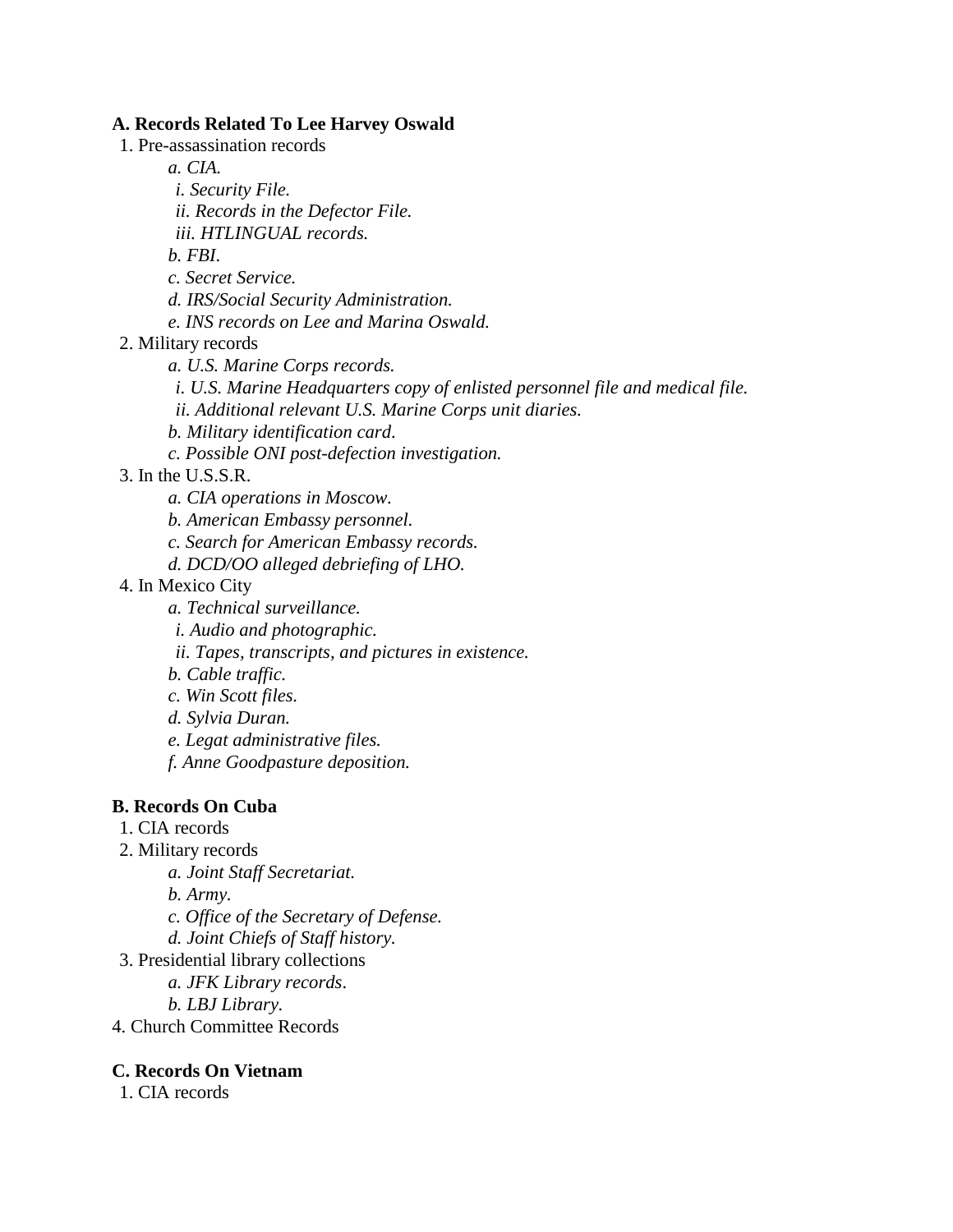**A. Records Related To Lee Harvey Oswald**

1. Pre-assassination records
    - *a. CIA.*
        - *i. Security File.*
        - *ii. Records in the Defector File.*
        - *iii. HTLINGUAL records.*
    - *b. FBI.*
    - *c. Secret Service.*
    - *d. IRS/Social Security Administration.*
    - *e. INS records on Lee and Marina Oswald.*
2. Military records
    - *a. U.S. Marine Corps records.*
        - *i. U.S. Marine Headquarters copy of enlisted personnel file and medical file.*
        - *ii. Additional relevant U.S. Marine Corps unit diaries.*
    - *b. Military identification card.*
    - *c. Possible ONI post-defection investigation.*
3. In the U.S.S.R.
    - *a. CIA operations in Moscow.*
    - *b. American Embassy personnel.*
    - *c. Search for American Embassy records.*
    - *d. DCD/OO alleged debriefing of LHO.*
4. In Mexico City
    - *a. Technical surveillance.*
        - *i. Audio and photographic.*
        - *ii. Tapes, transcripts, and pictures in existence.*
    - *b. Cable traffic.*
    - *c. Win Scott files.*
    - *d. Sylvia Duran.*
    - *e. Legat administrative files.*
    - *f. Anne Goodpasture deposition.*

**B. Records On Cuba**

1. CIA records
2. Military records
    - *a. Joint Staff Secretariat.*
    - *b. Army.*
    - *c. Office of the Secretary of Defense.*
    - *d. Joint Chiefs of Staff history.*
3. Presidential library collections
    - *a. JFK Library records.*
    - *b. LBJ Library.*
4. Church Committee Records

**C. Records On Vietnam**

1. CIA records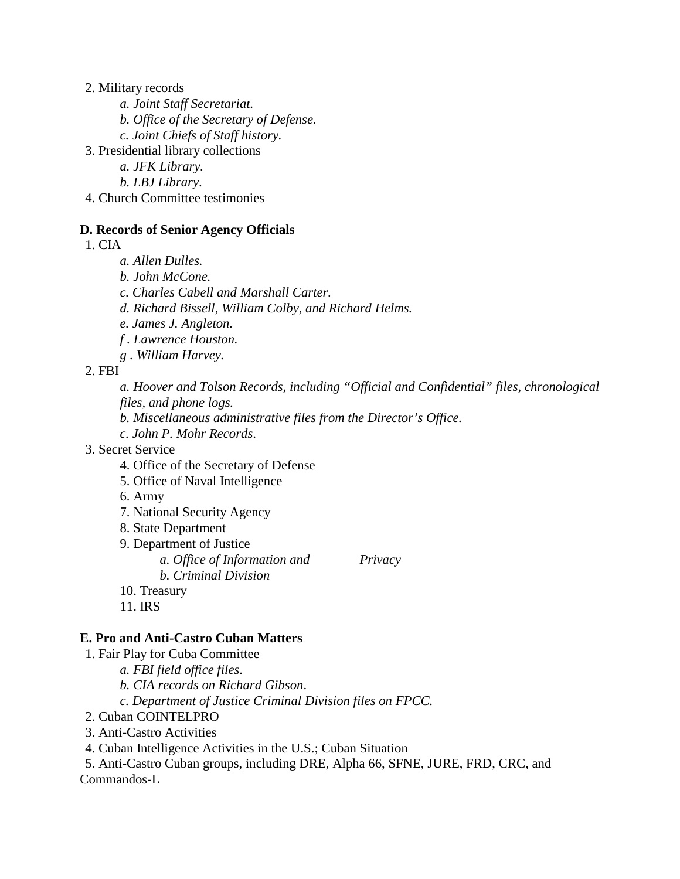2. Military records
    - *a. Joint Staff Secretariat.*
    - *b. Office of the Secretary of Defense.*
    - *c. Joint Chiefs of Staff history.*
3. Presidential library collections
    - *a. JFK Library.*
    - *b. LBJ Library*.
4. Church Committee testimonies

**D. Records of Senior Agency Officials**

1. CIA
    - *a. Allen Dulles.*
    - *b. John McCone.*
    - *c. Charles Cabell and Marshall Carter.*
    - *d. Richard Bissell, William Colby, and Richard Helms.*
    - *e. James J. Angleton.*
    - *f . Lawrence Houston.*
    - *g . William Harvey.*
2. FBI
    - *a. Hoover and Tolson Records, including "Official and Confidential" files, chronological files, and phone logs.*
    - *b. Miscellaneous administrative files from the Director's Office.*
    - *c. John P. Mohr Records*.
3. Secret Service
    - 4. Office of the Secretary of Defense
    - 5. Office of Naval Intelligence
    - 6. Army
    - 7. National Security Agency
    - 8. State Department
    - 9. Department of Justice
        - *a. Office of Information and Privacy*
        - *b. Criminal Division*
    - 10. Treasury
    - 11. IRS

**E. Pro and Anti-Castro Cuban Matters**

1. Fair Play for Cuba Committee
    - *a. FBI field office files.*
    - *b. CIA records on Richard Gibson*.
    - *c. Department of Justice Criminal Division files on FPCC.*
2. Cuban COINTELPRO
3. Anti-Castro Activities
4. Cuban Intelligence Activities in the U.S.; Cuban Situation
5. Anti-Castro Cuban groups, including DRE, Alpha 66, SFNE, JURE, FRD, CRC, and Commandos-L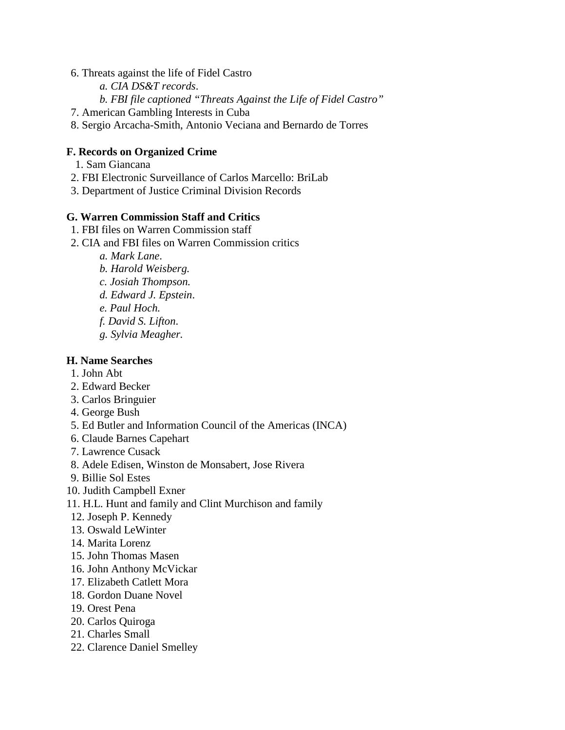6. Threats against the life of Fidel Castro
    *a. CIA DS&T records*.
    *b. FBI file captioned "Threats Against the Life of Fidel Castro"*
7. American Gambling Interests in Cuba
8. Sergio Arcacha-Smith, Antonio Veciana and Bernardo de Torres

**F. Records on Organized Crime**

1. Sam Giancana
2. FBI Electronic Surveillance of Carlos Marcello: BriLab
3. Department of Justice Criminal Division Records

**G. Warren Commission Staff and Critics**

1. FBI files on Warren Commission staff
2. CIA and FBI files on Warren Commission critics
    *a. Mark Lane*.
    *b. Harold Weisberg.*
    *c. Josiah Thompson.*
    *d. Edward J. Epstein*.
    *e. Paul Hoch.*
    *f. David S. Lifton*.
    *g. Sylvia Meagher.*

**H. Name Searches**

1. John Abt
2. Edward Becker
3. Carlos Bringuier
4. George Bush
5. Ed Butler and Information Council of the Americas (INCA)
6. Claude Barnes Capehart
7. Lawrence Cusack
8. Adele Edisen, Winston de Monsabert, Jose Rivera
9. Billie Sol Estes
10. Judith Campbell Exner
11. H.L. Hunt and family and Clint Murchison and family
12. Joseph P. Kennedy
13. Oswald LeWinter
14. Marita Lorenz
15. John Thomas Masen
16. John Anthony McVickar
17. Elizabeth Catlett Mora
18. Gordon Duane Novel
19. Orest Pena
20. Carlos Quiroga
21. Charles Small
22. Clarence Daniel Smelley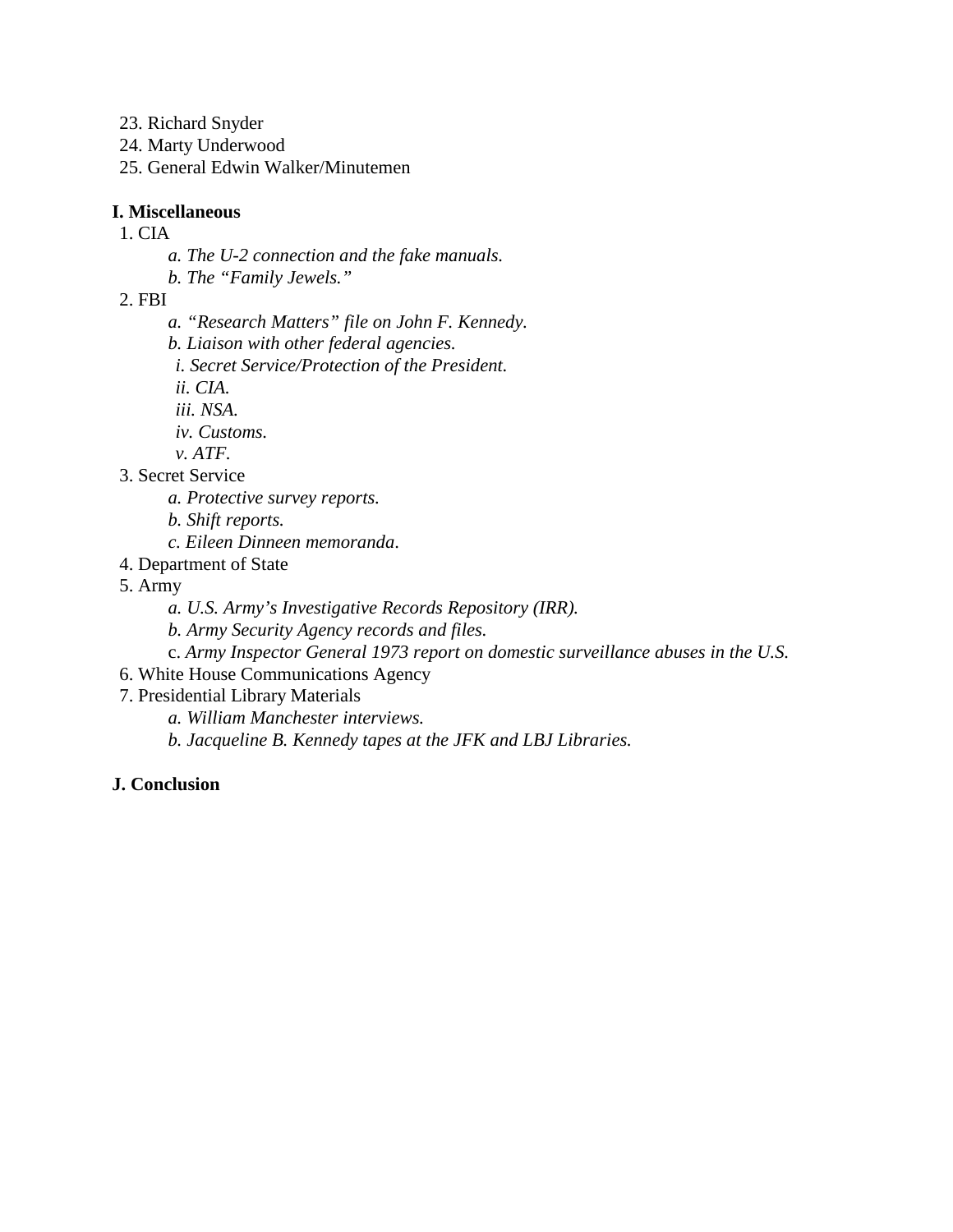23. Richard Snyder
24. Marty Underwood
25. General Edwin Walker/Minutemen

**I. Miscellaneous**

1. CIA
   - *a. The U-2 connection and the fake manuals.*
   - *b. The "Family Jewels."*
2. FBI
   - *a. "Research Matters" file on John F. Kennedy.*
   - *b. Liaison with other federal agencies.*
     - *i. Secret Service/Protection of the President.*
     - *ii. CIA.*
     - *iii. NSA.*
     - *iv. Customs.*
     - *v. ATF.*
3. Secret Service
   - *a. Protective survey reports.*
   - *b. Shift reports.*
   - *c. Eileen Dinneen memoranda*.
4. Department of State
5. Army
   - *a. U.S. Army's Investigative Records Repository (IRR).*
   - *b. Army Security Agency records and files.*
   - c. *Army Inspector General 1973 report on domestic surveillance abuses in the U.S.*
6. White House Communications Agency
7. Presidential Library Materials
   - *a. William Manchester interviews.*
   - *b. Jacqueline B. Kennedy tapes at the JFK and LBJ Libraries.*

**J. Conclusion**